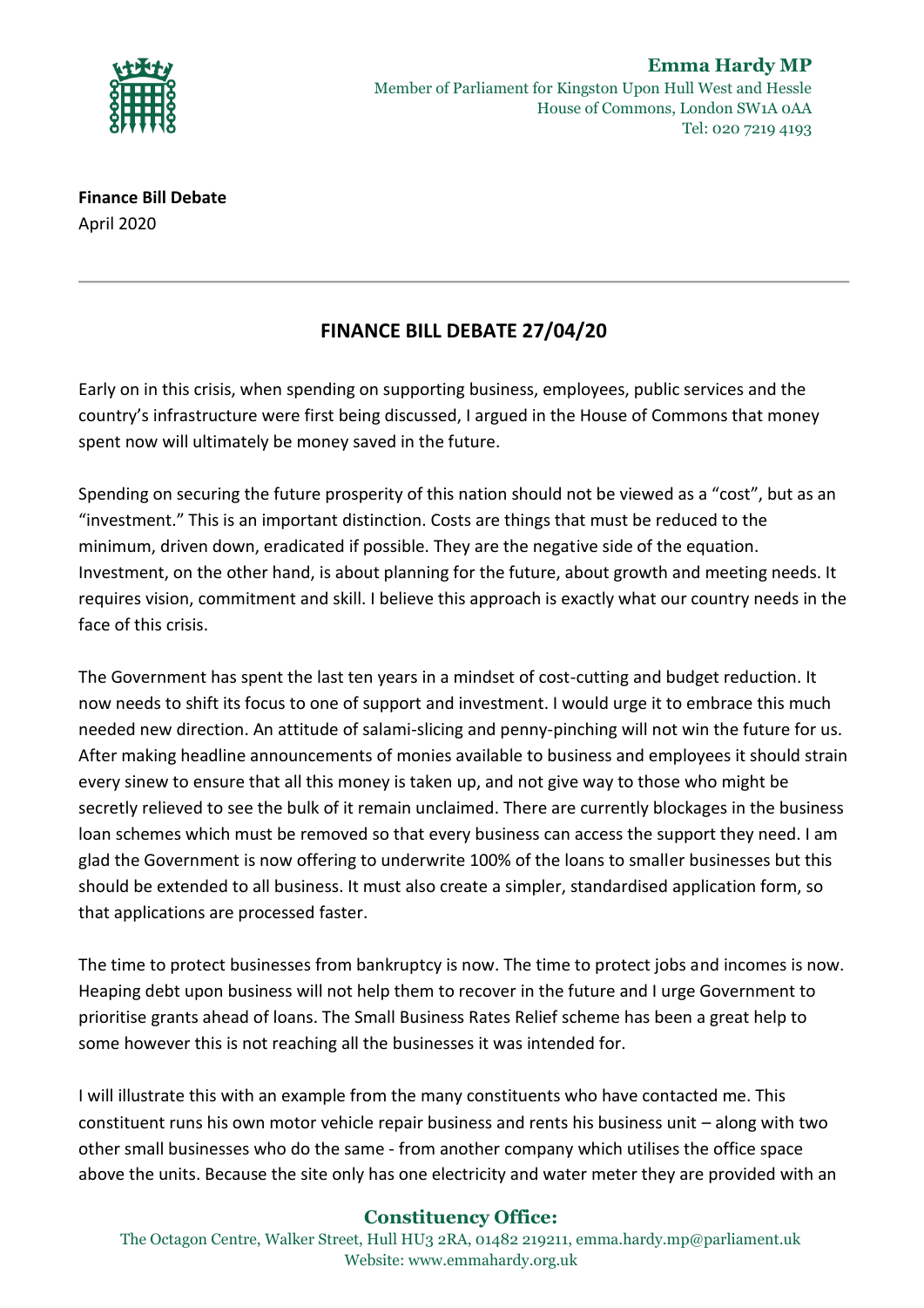**Emma Hardy MP**
Member of Parliament for Kingston Upon Hull West and Hessle
House of Commons, London SW1A 0AA
Tel: 020 7219 4193

**Finance Bill Debate**
April 2020

---

## FINANCE BILL DEBATE 27/04/20

Early on in this crisis, when spending on supporting business, employees, public services and the country's infrastructure were first being discussed, I argued in the House of Commons that money spent now will ultimately be money saved in the future.

Spending on securing the future prosperity of this nation should not be viewed as a "cost", but as an "investment." This is an important distinction. Costs are things that must be reduced to the minimum, driven down, eradicated if possible. They are the negative side of the equation. Investment, on the other hand, is about planning for the future, about growth and meeting needs. It requires vision, commitment and skill. I believe this approach is exactly what our country needs in the face of this crisis.

The Government has spent the last ten years in a mindset of cost-cutting and budget reduction. It now needs to shift its focus to one of support and investment. I would urge it to embrace this much needed new direction. An attitude of salami-slicing and penny-pinching will not win the future for us. After making headline announcements of monies available to business and employees it should strain every sinew to ensure that all this money is taken up, and not give way to those who might be secretly relieved to see the bulk of it remain unclaimed. There are currently blockages in the business loan schemes which must be removed so that every business can access the support they need. I am glad the Government is now offering to underwrite 100% of the loans to smaller businesses but this should be extended to all business. It must also create a simpler, standardised application form, so that applications are processed faster.

The time to protect businesses from bankruptcy is now. The time to protect jobs and incomes is now. Heaping debt upon business will not help them to recover in the future and I urge Government to prioritise grants ahead of loans. The Small Business Rates Relief scheme has been a great help to some however this is not reaching all the businesses it was intended for.

I will illustrate this with an example from the many constituents who have contacted me. This constituent runs his own motor vehicle repair business and rents his business unit – along with two other small businesses who do the same - from another company which utilises the office space above the units. Because the site only has one electricity and water meter they are provided with an

**Constituency Office:**
The Octagon Centre, Walker Street, Hull HU3 2RA, 01482 219211, emma.hardy.mp@parliament.uk
Website: www.emmahardy.org.uk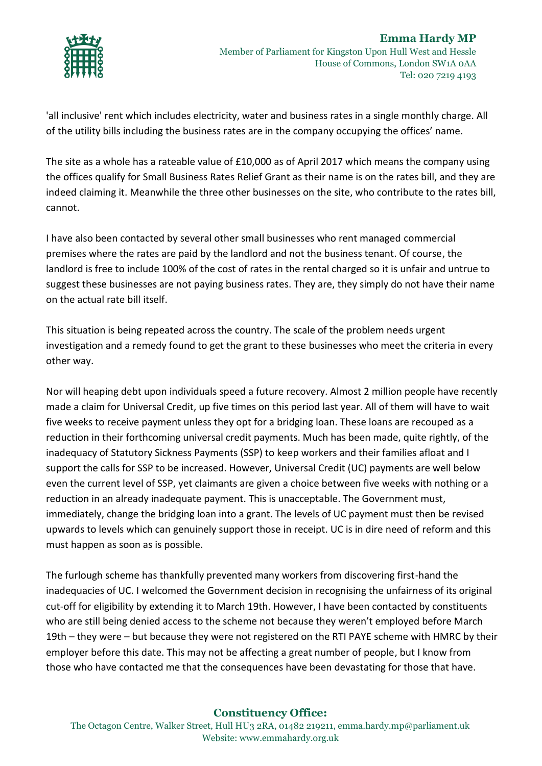'all inclusive' rent which includes electricity, water and business rates in a single monthly charge. All of the utility bills including the business rates are in the company occupying the offices' name.

The site as a whole has a rateable value of £10,000 as of April 2017 which means the company using the offices qualify for Small Business Rates Relief Grant as their name is on the rates bill, and they are indeed claiming it. Meanwhile the three other businesses on the site, who contribute to the rates bill, cannot.

I have also been contacted by several other small businesses who rent managed commercial premises where the rates are paid by the landlord and not the business tenant. Of course, the landlord is free to include 100% of the cost of rates in the rental charged so it is unfair and untrue to suggest these businesses are not paying business rates. They are, they simply do not have their name on the actual rate bill itself.

This situation is being repeated across the country. The scale of the problem needs urgent investigation and a remedy found to get the grant to these businesses who meet the criteria in every other way.

Nor will heaping debt upon individuals speed a future recovery. Almost 2 million people have recently made a claim for Universal Credit, up five times on this period last year. All of them will have to wait five weeks to receive payment unless they opt for a bridging loan. These loans are recouped as a reduction in their forthcoming universal credit payments. Much has been made, quite rightly, of the inadequacy of Statutory Sickness Payments (SSP) to keep workers and their families afloat and I support the calls for SSP to be increased. However, Universal Credit (UC) payments are well below even the current level of SSP, yet claimants are given a choice between five weeks with nothing or a reduction in an already inadequate payment. This is unacceptable. The Government must, immediately, change the bridging loan into a grant. The levels of UC payment must then be revised upwards to levels which can genuinely support those in receipt. UC is in dire need of reform and this must happen as soon as is possible.

The furlough scheme has thankfully prevented many workers from discovering first-hand the inadequacies of UC. I welcomed the Government decision in recognising the unfairness of its original cut-off for eligibility by extending it to March 19th. However, I have been contacted by constituents who are still being denied access to the scheme not because they weren't employed before March 19th – they were – but because they were not registered on the RTI PAYE scheme with HMRC by their employer before this date. This may not be affecting a great number of people, but I know from those who have contacted me that the consequences have been devastating for those that have.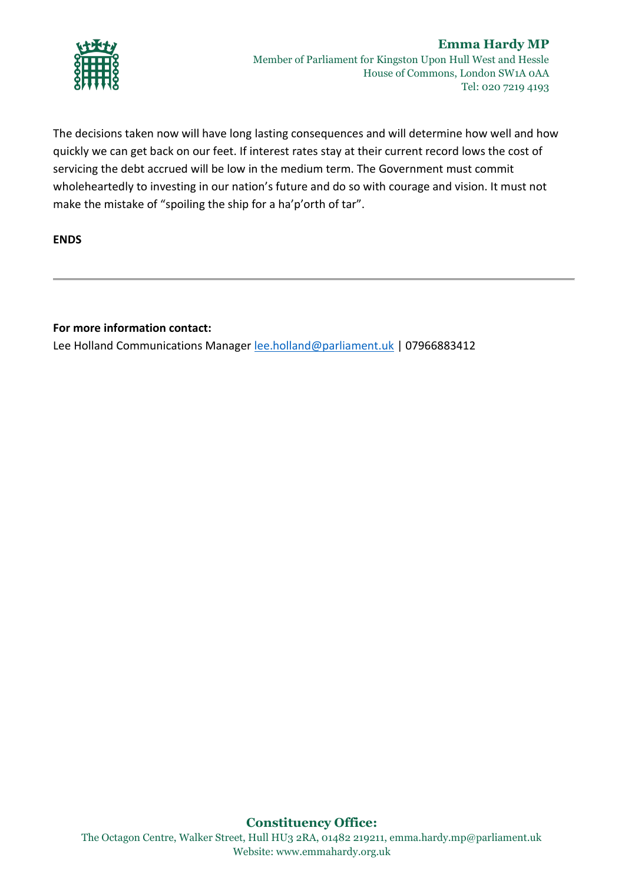The decisions taken now will have long lasting consequences and will determine how well and how quickly we can get back on our feet. If interest rates stay at their current record lows the cost of servicing the debt accrued will be low in the medium term. The Government must commit wholeheartedly to investing in our nation's future and do so with courage and vision. It must not make the mistake of "spoiling the ship for a ha'p'orth of tar".

**ENDS**

---

**For more information contact:**
Lee Holland Communications Manager lee.holland@parliament.uk | 07966883412